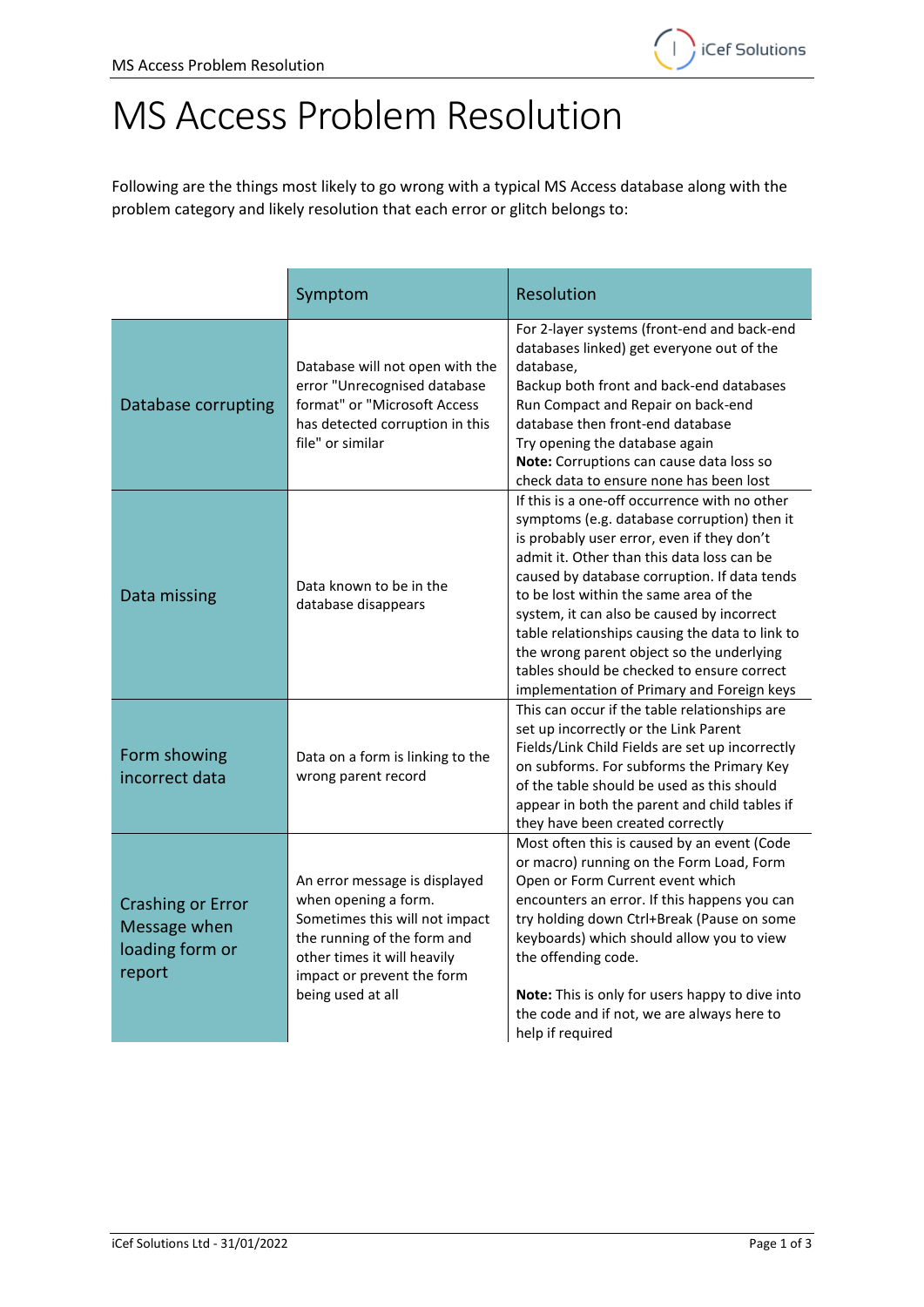# MS Access Problem Resolution

Following are the things most likely to go wrong with a typical MS Access database along with the problem category and likely resolution that each error or glitch belongs to:

| | Symptom | Resolution |
|---|---|---|
| Database corrupting | Database will not open with the error "Unrecognised database format" or "Microsoft Access has detected corruption in this file" or similar | For 2-layer systems (front-end and back-end databases linked) get everyone out of the database,<br>Backup both front and back-end databases<br>Run Compact and Repair on back-end database then front-end database<br>Try opening the database again<br>**Note:** Corruptions can cause data loss so check data to ensure none has been lost |
| Data missing | Data known to be in the database disappears | If this is a one-off occurrence with no other symptoms (e.g. database corruption) then it is probably user error, even if they don't admit it. Other than this data loss can be caused by database corruption. If data tends to be lost within the same area of the system, it can also be caused by incorrect table relationships causing the data to link to the wrong parent object so the underlying tables should be checked to ensure correct implementation of Primary and Foreign keys |
| Form showing incorrect data | Data on a form is linking to the wrong parent record | This can occur if the table relationships are set up incorrectly or the Link Parent Fields/Link Child Fields are set up incorrectly on subforms. For subforms the Primary Key of the table should be used as this should appear in both the parent and child tables if they have been created correctly |
| Crashing or Error Message when loading form or report | An error message is displayed when opening a form. Sometimes this will not impact the running of the form and other times it will heavily impact or prevent the form being used at all | Most often this is caused by an event (Code or macro) running on the Form Load, Form Open or Form Current event which encounters an error. If this happens you can try holding down Ctrl+Break (Pause on some keyboards) which should allow you to view the offending code.<br><br>**Note:** This is only for users happy to dive into the code and if not, we are always here to help if required |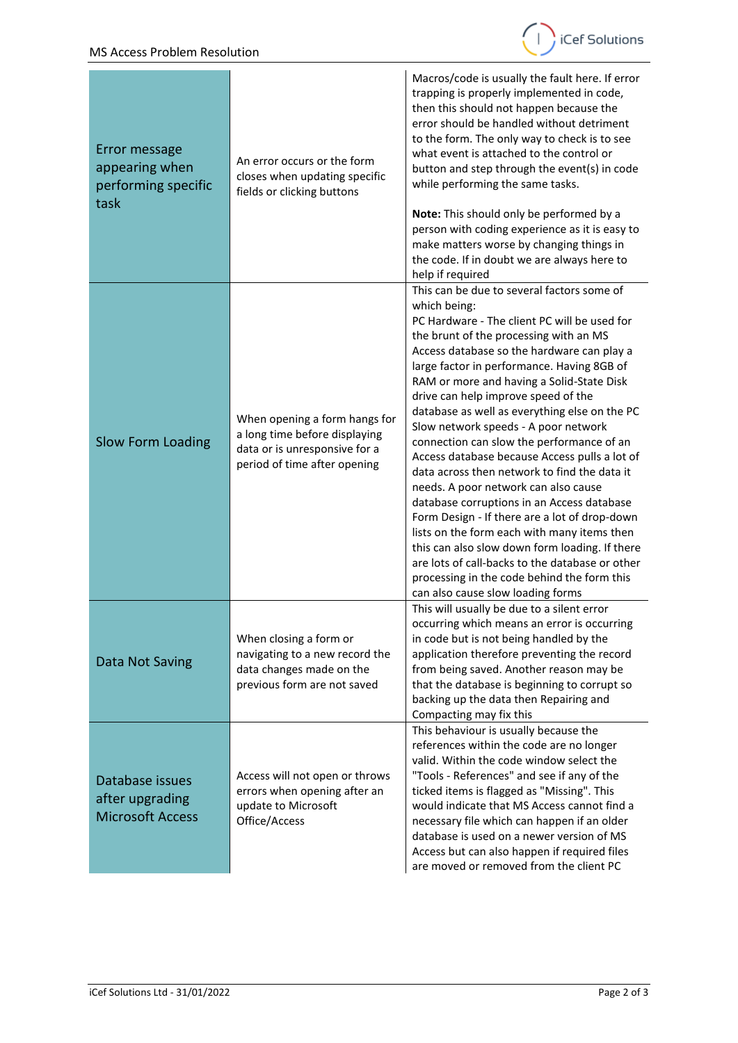| | | |
|---|---|---|
| Error message appearing when performing specific task | An error occurs or the form closes when updating specific fields or clicking buttons | Macros/code is usually the fault here. If error trapping is properly implemented in code, then this should not happen because the error should be handled without detriment to the form. The only way to check is to see what event is attached to the control or button and step through the event(s) in code while performing the same tasks.<br><br>**Note:** This should only be performed by a person with coding experience as it is easy to make matters worse by changing things in the code. If in doubt we are always here to help if required |
| Slow Form Loading | When opening a form hangs for a long time before displaying data or is unresponsive for a period of time after opening | This can be due to several factors some of which being:<br>PC Hardware - The client PC will be used for the brunt of the processing with an MS Access database so the hardware can play a large factor in performance. Having 8GB of RAM or more and having a Solid-State Disk drive can help improve speed of the database as well as everything else on the PC<br>Slow network speeds - A poor network connection can slow the performance of an Access database because Access pulls a lot of data across then network to find the data it needs. A poor network can also cause database corruptions in an Access database<br>Form Design - If there are a lot of drop-down lists on the form each with many items then this can also slow down form loading. If there are lots of call-backs to the database or other processing in the code behind the form this can also cause slow loading forms |
| Data Not Saving | When closing a form or navigating to a new record the data changes made on the previous form are not saved | This will usually be due to a silent error occurring which means an error is occurring in code but is not being handled by the application therefore preventing the record from being saved. Another reason may be that the database is beginning to corrupt so backing up the data then Repairing and Compacting may fix this |
| Database issues after upgrading Microsoft Access | Access will not open or throws errors when opening after an update to Microsoft Office/Access | This behaviour is usually because the references within the code are no longer valid. Within the code window select the "Tools - References" and see if any of the ticked items is flagged as "Missing". This would indicate that MS Access cannot find a necessary file which can happen if an older database is used on a newer version of MS Access but can also happen if required files are moved or removed from the client PC |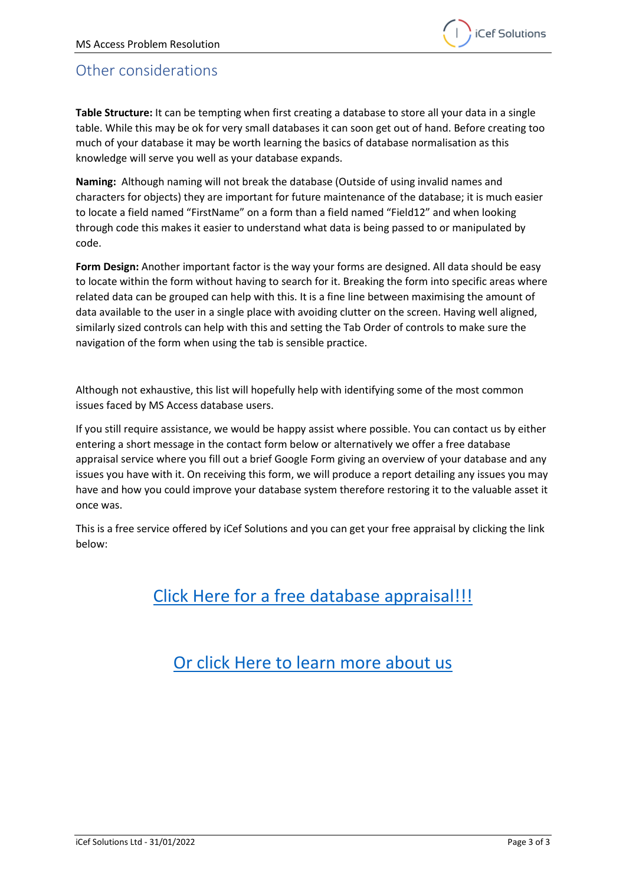## Other considerations

**Table Structure:** It can be tempting when first creating a database to store all your data in a single table. While this may be ok for very small databases it can soon get out of hand. Before creating too much of your database it may be worth learning the basics of database normalisation as this knowledge will serve you well as your database expands.

**Naming:** Although naming will not break the database (Outside of using invalid names and characters for objects) they are important for future maintenance of the database; it is much easier to locate a field named “FirstName” on a form than a field named “Field12” and when looking through code this makes it easier to understand what data is being passed to or manipulated by code.

**Form Design:** Another important factor is the way your forms are designed. All data should be easy to locate within the form without having to search for it. Breaking the form into specific areas where related data can be grouped can help with this. It is a fine line between maximising the amount of data available to the user in a single place with avoiding clutter on the screen. Having well aligned, similarly sized controls can help with this and setting the Tab Order of controls to make sure the navigation of the form when using the tab is sensible practice.

Although not exhaustive, this list will hopefully help with identifying some of the most common issues faced by MS Access database users.

If you still require assistance, we would be happy assist where possible. You can contact us by either entering a short message in the contact form below or alternatively we offer a free database appraisal service where you fill out a brief Google Form giving an overview of your database and any issues you have with it. On receiving this form, we will produce a report detailing any issues you may have and how you could improve your database system therefore restoring it to the valuable asset it once was.

This is a free service offered by iCef Solutions and you can get your free appraisal by clicking the link below:

Click Here for a free database appraisal!!!

Or click Here to learn more about us